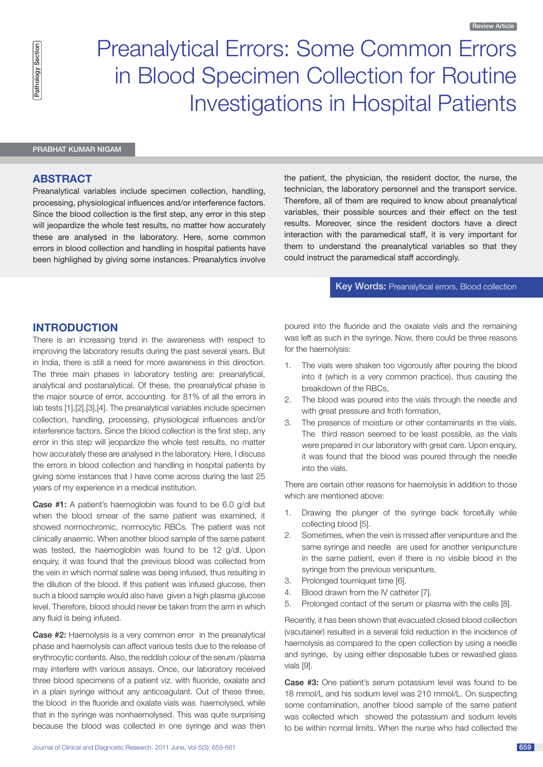Review Article

Pathology Section

# Preanalytical Errors: Some Common Errors in Blood Specimen Collection for Routine Investigations in Hospital Patients

PRABHAT KUMAR NIGAM

## ABSTRACT

Preanalytical variables include specimen collection, handling, processing, physiological influences and/or interference factors. Since the blood collection is the first step, any error in this step will jeopardize the whole test results, no matter how accurately these are analysed in the laboratory. Here, some common errors in blood collection and handling in hospital patients have been highlighted by giving some instances. Preanalytics involve the patient, the physician, the resident doctor, the nurse, the technician, the laboratory personnel and the transport service. Therefore, all of them are required to know about preanalytical variables, their possible sources and their effect on the test results. Moreover, since the resident doctors have a direct interaction with the paramedical staff, it is very important for them to understand the preanalytical variables so that they could instruct the paramedical staff accordingly.

**Key Words:** Preanalytical errors, Blood collection

## INTRODUCTION

There is an increasing trend in the awareness with respect to improving the laboratory results during the past several years. But in India, there is still a need for more awareness in this direction. The three main phases in laboratory testing are: preanalytical, analytical and postanalytical. Of these, the preanalytical phase is the major source of error, accounting for 81% of all the errors in lab tests [1],[2],[3],[4]. The preanalytical variables include specimen collection, handling, processing, physiological influences and/or interference factors. Since the blood collection is the first step, any error in this step will jeopardize the whole test results, no matter how accurately these are analysed in the laboratory. Here, I discuss the errors in blood collection and handling in hospital patients by giving some instances that I have come across during the last 25 years of my experience in a medical institution.

**Case #1:** A patient's haemoglobin was found to be 6.0 g/dl but when the blood smear of the same patient was examined, it showed normochromic, normocytic RBCs. The patient was not clinically anaemic. When another blood sample of the same patient was tested, the haemoglobin was found to be 12 g/dl. Upon enquiry, it was found that the previous blood was collected from the vein in which normal saline was being infused, thus resulting in the dilution of the blood. If this patient was infused glucose, then such a blood sample would also have given a high plasma glucose level. Therefore, blood should never be taken from the arm in which any fluid is being infused.

**Case #2:** Haemolysis is a very common error in the preanalytical phase and haemolysis can affect various tests due to the release of erythrocytic contents. Also, the reddish colour of the serum /plasma may interfere with various assays. Once, our laboratory received three blood specimens of a patient viz. with fluoride, oxalate and in a plain syringe without any anticoagulant. Out of these three, the blood in the fluoride and oxalate vials was haemolysed, while that in the syringe was nonhaemolysed. This was quite surprising because the blood was collected in one syringe and was then poured into the fluoride and the oxalate vials and the remaining was left as such in the syringe. Now, there could be three reasons for the haemolysis:

1. The vials were shaken too vigorously after pouring the blood into it (which is a very common practice), thus causing the breakdown of the RBCs,
2. The blood was poured into the vials through the needle and with great pressure and froth formation,
3. The presence of moisture or other contaminants in the vials. The third reason seemed to be least possible, as the vials were prepared in our laboratory with great care. Upon enquiry, it was found that the blood was poured through the needle into the vials.

There are certain other reasons for haemolysis in addition to those which are mentioned above:

1. Drawing the plunger of the syringe back forcefully while collecting blood [5].
2. Sometimes, when the vein is missed after venipunture and the same syringe and needle are used for another venipuncture in the same patient, even if there is no visible blood in the syringe from the previous venipunture,
3. Prolonged tourniquet time [6].
4. Blood drawn from the IV catheter [7].
5. Prolonged contact of the serum or plasma with the cells [8].

Recently, it has been shown that evacuated closed blood collection (vacutainer) resulted in a several fold reduction in the incidence of haemolysis as compared to the open collection by using a needle and syringe, by using either disposable tubes or rewashed glass vials [9].

**Case #3:** One patient's serum potassium level was found to be 18 mmol/L and his sodium level was 210 mmol/L. On suspecting some contamination, another blood sample of the same patient was collected which showed the potassium and sodium levels to be within normal limits. When the nurse who had collected the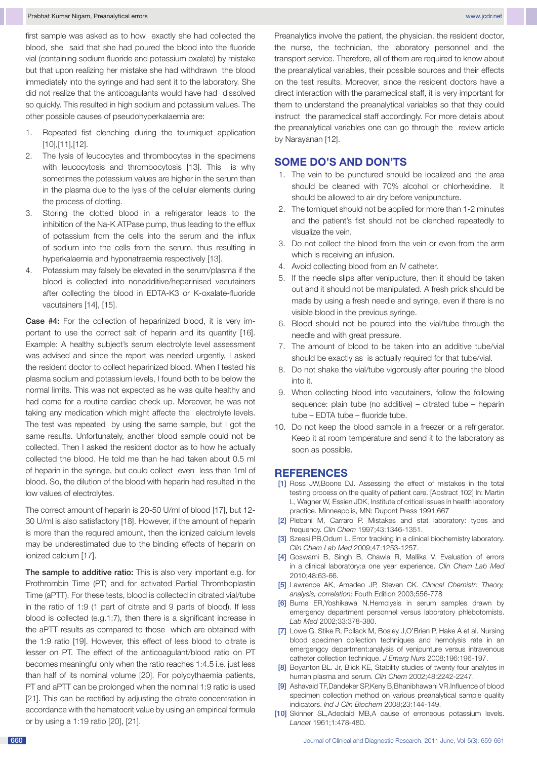first sample was asked as to how exactly she had collected the blood, she said that she had poured the blood into the fluoride vial (containing sodium fluoride and potassium oxalate) by mistake but that upon realizing her mistake she had withdrawn the blood immediately into the syringe and had sent it to the laboratory. She did not realize that the anticoagulants would have had dissolved so quickly. This resulted in high sodium and potassium values. The other possible causes of pseudohyperkalaemia are:

1. Repeated fist clenching during the tourniquet application [10],[11],[12].
2. The lysis of leucocytes and thrombocytes in the specimens with leucocytosis and thrombocytosis [13]. This is why sometimes the potassium values are higher in the serum than in the plasma due to the lysis of the cellular elements during the process of clotting.
3. Storing the clotted blood in a refrigerator leads to the inhibition of the Na-K ATPase pump, thus leading to the efflux of potassium from the cells into the serum and the influx of sodium into the cells from the serum, thus resulting in hyperkalaemia and hyponatraemia respectively [13].
4. Potassium may falsely be elevated in the serum/plasma if the blood is collected into nonadditive/heparinised vacutainers after collecting the blood in EDTA-K3 or K-oxalate-fluoride vacutainers [14], [15].

**Case #4:** For the collection of heparinized blood, it is very important to use the correct salt of heparin and its quantity [16]. Example: A healthy subject's serum electrolyte level assessment was advised and since the report was needed urgently, I asked the resident doctor to collect heparinized blood. When I tested his plasma sodium and potassium levels, I found both to be below the normal limits. This was not expected as he was quite healthy and had come for a routine cardiac check up. Moreover, he was not taking any medication which might affecte the electrolyte levels. The test was repeated by using the same sample, but I got the same results. Unfortunately, another blood sample could not be collected. Then I asked the resident doctor as to how he actually collected the blood. He told me than he had taken about 0.5 ml of heparin in the syringe, but could collect even less than 1ml of blood. So, the dilution of the blood with heparin had resulted in the low values of electrolytes.

The correct amount of heparin is 20-50 U/ml of blood [17], but 12-30 U/ml is also satisfactory [18]. However, if the amount of heparin is more than the required amount, then the ionized calcium levels may be underestimated due to the binding effects of heparin on ionized calcium [17].

**The sample to additive ratio:** This is also very important e.g. for Prothrombin Time (PT) and for activated Partial Thromboplastin Time (aPTT). For these tests, blood is collected in citrated vial/tube in the ratio of 1:9 (1 part of citrate and 9 parts of blood). If less blood is collected (e.g.1:7), then there is a significant increase in the aPTT results as compared to those which are obtained with the 1:9 ratio [19]. However, this effect of less blood to citrate is lesser on PT. The effect of the anticoagulant/blood ratio on PT becomes meaningful only when the ratio reaches 1:4.5 i.e. just less than half of its nominal volume [20]. For polycythaemia patients, PT and aPTT can be prolonged when the nominal 1:9 ratio is used [21]. This can be rectified by adjusting the citrate concentration in accordance with the hematocrit value by using an empirical formula or by using a 1:19 ratio [20], [21].

Preanalytics involve the patient, the physician, the resident doctor, the nurse, the technician, the laboratory personnel and the transport service. Therefore, all of them are required to know about the preanalytical variables, their possible sources and their effects on the test results. Moreover, since the resident doctors have a direct interaction with the paramedical staff, it is very important for them to understand the preanalytical variables so that they could instruct the paramedical staff accordingly. For more details about the preanalytical variables one can go through the review article by Narayanan [12].

## SOME DO'S AND DON'TS

1. The vein to be punctured should be localized and the area should be cleaned with 70% alcohol or chlorhexidine. It should be allowed to air dry before venipuncture.
2. The torniquet should not be applied for more than 1-2 minutes and the patient's fist should not be clenched repeatedly to visualize the vein.
3. Do not collect the blood from the vein or even from the arm which is receiving an infusion.
4. Avoid collecting blood from an IV catheter.
5. If the needle slips after venipucture, then it should be taken out and it should not be manipulated. A fresh prick should be made by using a fresh needle and syringe, even if there is no visible blood in the previous syringe.
6. Blood should not be poured into the vial/tube through the needle and with great pressure.
7. The amount of blood to be taken into an additive tube/vial should be exactly as is actually required for that tube/vial.
8. Do not shake the vial/tube vigorously after pouring the blood into it.
9. When collecting blood into vacutainers, follow the following sequence: plain tube (no additive) – citrated tube – heparin tube – EDTA tube – fluoride tube.
10. Do not keep the blood sample in a freezer or a refrigerator. Keep it at room temperature and send it to the laboratory as soon as possible.

## REFERENCES

[1] Ross JW,Boone DJ. Assessing the effect of mistakes in the total testing process on the quality of patient care. [Abstract 102] In: Martin L, Wagner W, Essien JDK, Institute of critical issues in health laboratory practice. Minneapolis, MN: Dupont Press 1991;667

[2] Plebani M, Carraro P. Mistakes and stat laboratory: types and frequency. *Clin Chem* 1997;43:1346-1351.

[3] Szeesi PB,Odum L. Error tracking in a clinical biochemistry laboratory. *Clin Chem Lab Med* 2009;47:1253-1257.

[4] Goswami B, Singh B, Chawla R, Mallika V. Evaluation of errors in a clinical laboratory:a one year experience. *Clin Chem Lab Med* 2010;48:63-66.

[5] Lawrence AK, Amadeo JP, Steven CK. *Clinical Chemistr: Theory, analysis, correlation*: Fouth Edition 2003;556-778

[6] Burns ER,Yoshikawa N.Hemolysis in serum samples drawn by emergency department personnel versus laboratory phlebotomists. *Lab Med* 2002;33:378-380.

[7] Lowe G, Stike R, Pollack M, Bosley J,O'Brien P, Hake A et al. Nursing blood specimen collection techniques and hemolysis rate in an emergengcy department:analysis of venipuncture versus intravenous catheter collection technique. *J Emerg Nurs* 2008;196:196-197.

[8] Boyanton BL. Jr, Blick KE, Stability studies of twenty four analytes in human plasma and serum. *Clin Chem* 2002;48:2242-2247.

[9] Ashavaid TF,Dandeker SP,Keny B,Bhanibhawani VR.Influence of blood specimen collection method on various preanalytical sample quality indicators. *Ind J Clin Biochem* 2008;23:144-149.

[10] Skinner SL,Adeclaid MB,A cause of erroneous potassium levels. *Lancet* 1961;1:478-480.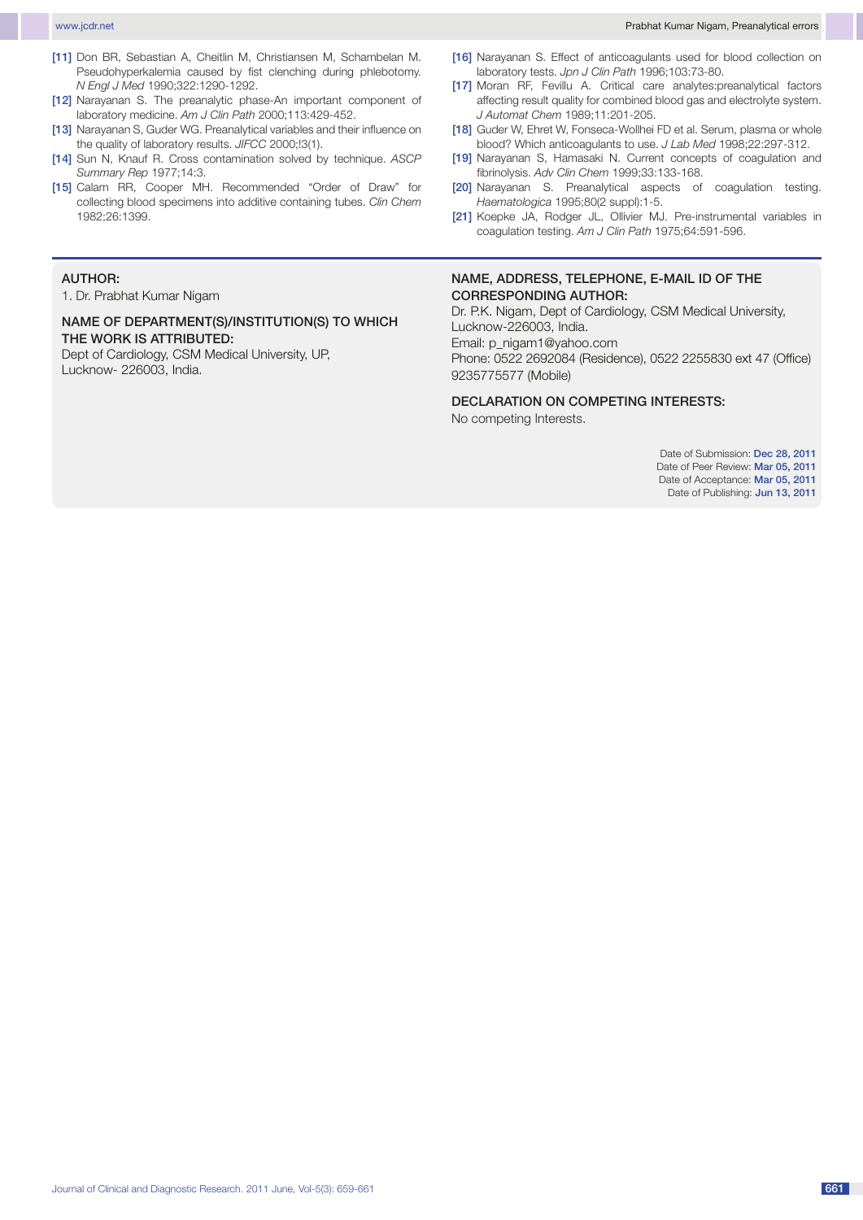[11] Don BR, Sebastian A, Cheitlin M, Christiansen M, Schambelan M. Pseudohyperkalemia caused by fist clenching during phlebotomy. *N Engl J Med* 1990;322:1290-1292.

[12] Narayanan S. The preanalytic phase-An important component of laboratory medicine. *Am J Clin Path* 2000;113:429-452.

[13] Narayanan S, Guder WG. Preanalytical variables and their influence on the quality of laboratory results. *JIFCC* 2000;!3(1).

[14] Sun N, Knauf R. Cross contamination solved by technique. *ASCP Summary Rep* 1977;14:3.

[15] Calam RR, Cooper MH. Recommended "Order of Draw" for collecting blood specimens into additive containing tubes. *Clin Chem* 1982;26:1399.

[16] Narayanan S. Effect of anticoagulants used for blood collection on laboratory tests. *Jpn J Clin Path* 1996;103:73-80.

[17] Moran RF, Fevillu A. Critical care analytes:preanalytical factors affecting result quality for combined blood gas and electrolyte system. *J Automat Chem* 1989;11:201-205.

[18] Guder W, Ehret W, Fonseca-Wollhei FD et al. Serum, plasma or whole blood? Which anticoagulants to use. *J Lab Med* 1998;22:297-312.

[19] Narayanan S, Hamasaki N. Current concepts of coagulation and fibrinolysis. *Adv Clin Chem* 1999;33:133-168.

[20] Narayanan S. Preanalytical aspects of coagulation testing. *Haematologica* 1995;80(2 suppl):1-5.

[21] Koepke JA, Rodger JL, Ollivier MJ. Pre-instrumental variables in coagulation testing. *Am J Clin Path* 1975;64:591-596.

**AUTHOR:**

1. Dr. Prabhat Kumar Nigam

**NAME OF DEPARTMENT(S)/INSTITUTION(S) TO WHICH THE WORK IS ATTRIBUTED:**

Dept of Cardiology, CSM Medical University, UP, Lucknow- 226003, India.

**NAME, ADDRESS, TELEPHONE, E-MAIL ID OF THE CORRESPONDING AUTHOR:**

Dr. P.K. Nigam, Dept of Cardiology, CSM Medical University, Lucknow-226003, India.
Email: p_nigam1@yahoo.com
Phone: 0522 2692084 (Residence), 0522 2255830 ext 47 (Office) 9235775577 (Mobile)

**DECLARATION ON COMPETING INTERESTS:**

No competing Interests.

Date of Submission: Dec 28, 2011
Date of Peer Review: Mar 05, 2011
Date of Acceptance: Mar 05, 2011
Date of Publishing: Jun 13, 2011